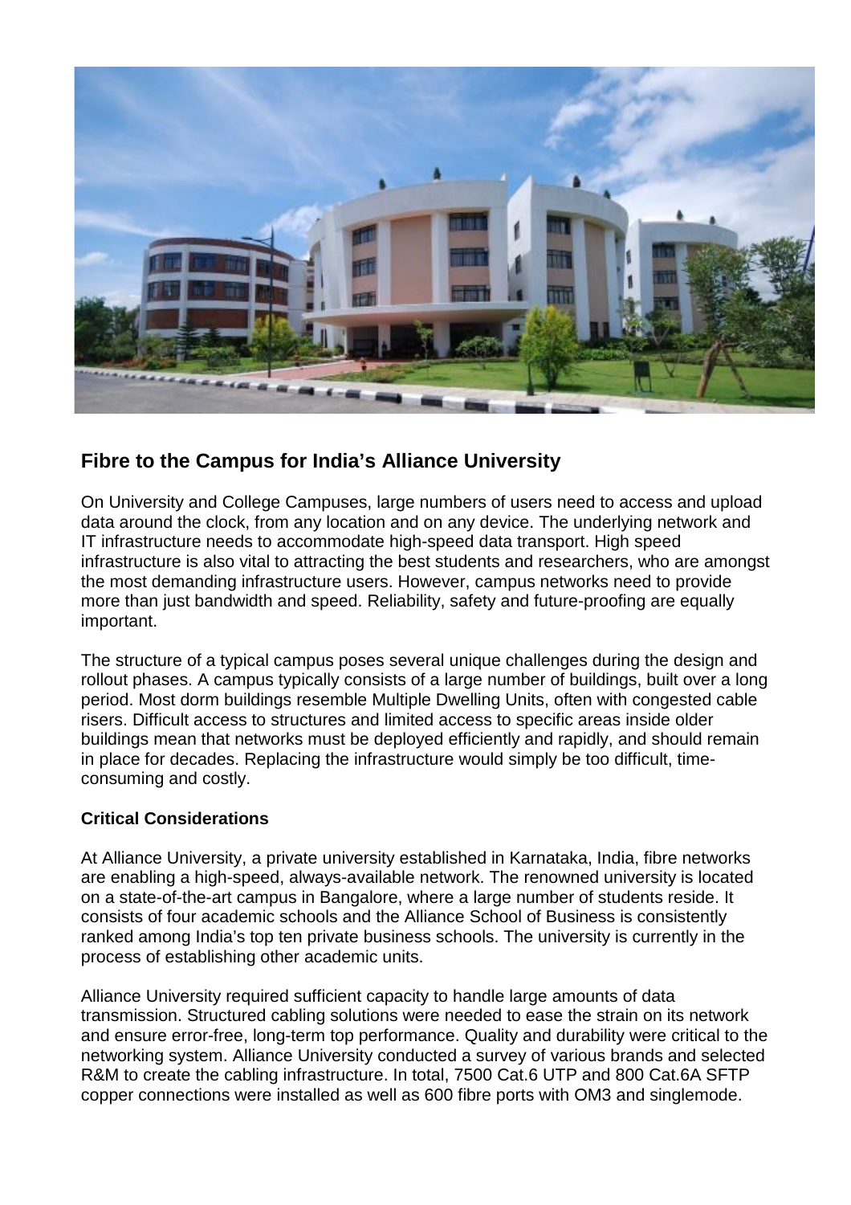## Fibre to the Campus for India's Alliance University

On University and College Campuses, large numbers of users need to access and upload data around the clock, from any location and on any device. The underlying network and IT infrastructure needs to accommodate high-speed data transport. High speed infrastructure is also vital to attracting the best students and researchers, who are amongst the most demanding infrastructure users. However, campus networks need to provide more than just bandwidth and speed. Reliability, safety and future-proofing are equally important.

The structure of a typical campus poses several unique challenges during the design and rollout phases. A campus typically consists of a large number of buildings, built over a long period. Most dorm buildings resemble Multiple Dwelling Units, often with congested cable risers. Difficult access to structures and limited access to specific areas inside older buildings mean that networks must be deployed efficiently and rapidly, and should remain in place for decades. Replacing the infrastructure would simply be too difficult, time-consuming and costly.

### Critical Considerations

At Alliance University, a private university established in Karnataka, India, fibre networks are enabling a high-speed, always-available network. The renowned university is located on a state-of-the-art campus in Bangalore, where a large number of students reside. It consists of four academic schools and the Alliance School of Business is consistently ranked among India's top ten private business schools. The university is currently in the process of establishing other academic units.

Alliance University required sufficient capacity to handle large amounts of data transmission. Structured cabling solutions were needed to ease the strain on its network and ensure error-free, long-term top performance. Quality and durability were critical to the networking system. Alliance University conducted a survey of various brands and selected R&M to create the cabling infrastructure. In total, 7500 Cat.6 UTP and 800 Cat.6A SFTP copper connections were installed as well as 600 fibre ports with OM3 and singlemode.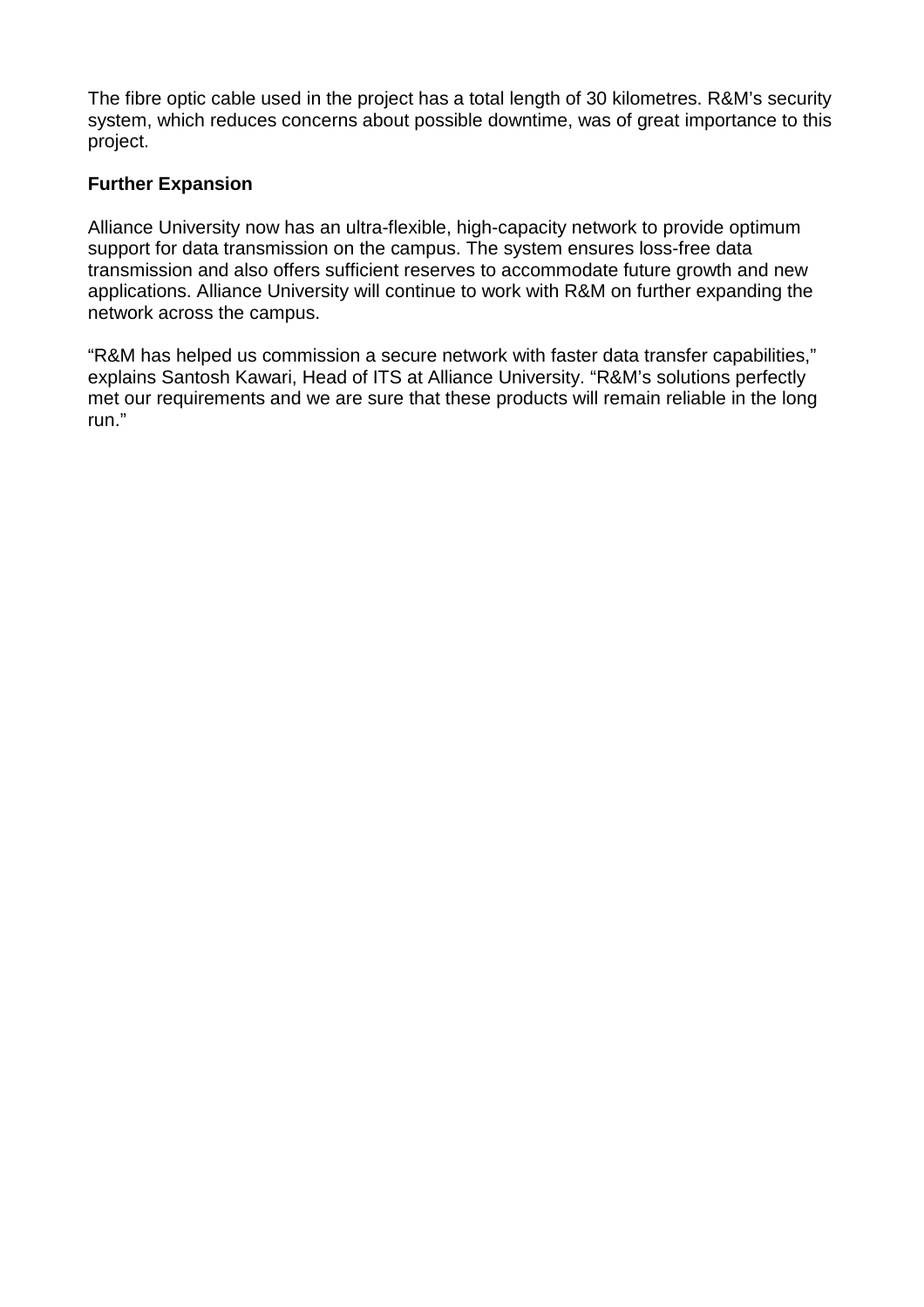The fibre optic cable used in the project has a total length of 30 kilometres. R&M's security system, which reduces concerns about possible downtime, was of great importance to this project.

## Further Expansion

Alliance University now has an ultra-flexible, high-capacity network to provide optimum support for data transmission on the campus. The system ensures loss-free data transmission and also offers sufficient reserves to accommodate future growth and new applications. Alliance University will continue to work with R&M on further expanding the network across the campus.

"R&M has helped us commission a secure network with faster data transfer capabilities," explains Santosh Kawari, Head of ITS at Alliance University. "R&M's solutions perfectly met our requirements and we are sure that these products will remain reliable in the long run."